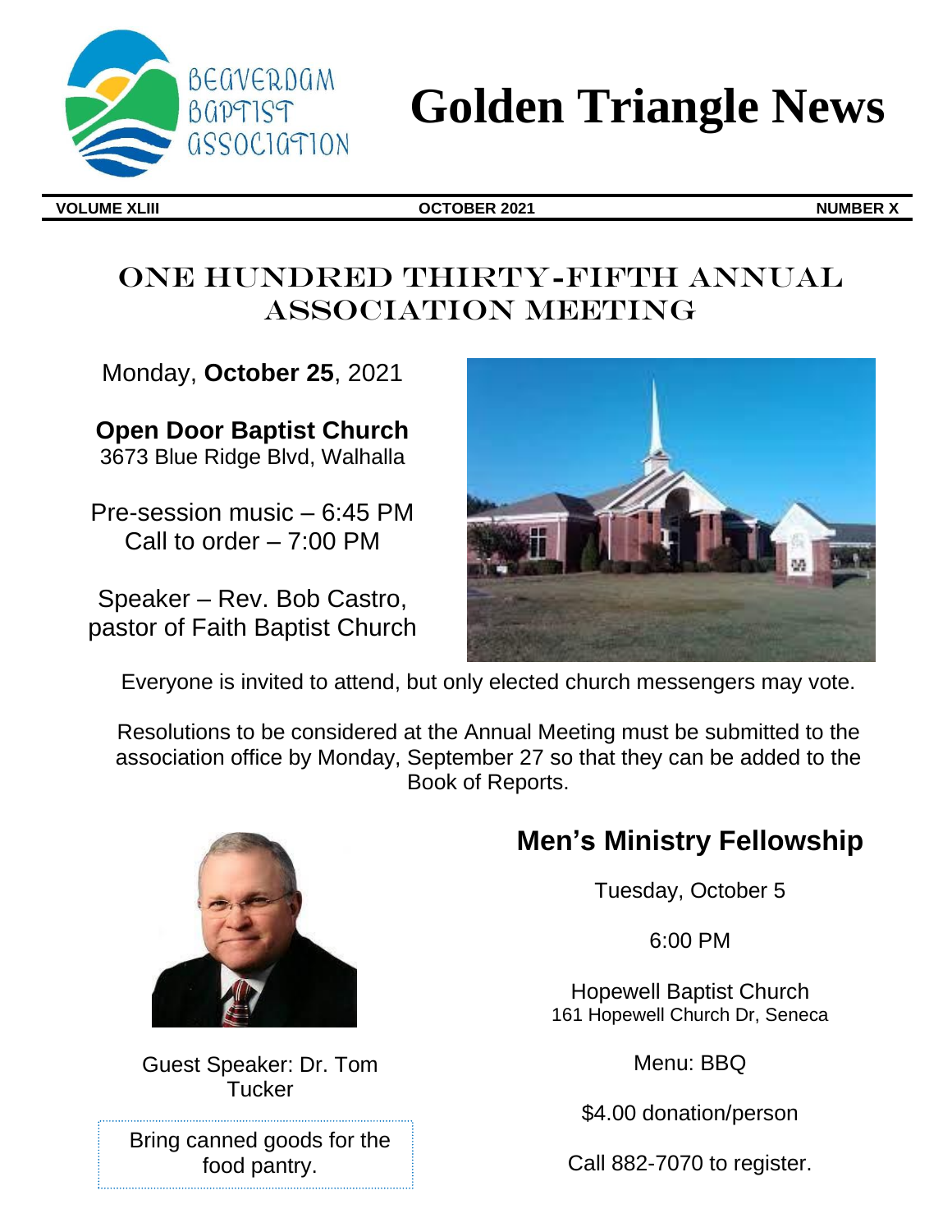BEAVERDAM BAPTIST ASSOCIATION

# Golden Triangle News

**VOLUME XLIII** **OCTOBER 2021** **NUMBER X**

## ONE HUNDRED THIRTY-FIFTH ANNUAL ASSOCIATION MEETING

Monday, **October 25**, 2021

**Open Door Baptist Church**
3673 Blue Ridge Blvd, Walhalla

Pre-session music – 6:45 PM
Call to order – 7:00 PM

Speaker – Rev. Bob Castro, pastor of Faith Baptist Church

Everyone is invited to attend, but only elected church messengers may vote.

Resolutions to be considered at the Annual Meeting must be submitted to the association office by Monday, September 27 so that they can be added to the Book of Reports.

## Men's Ministry Fellowship

Tuesday, October 5

6:00 PM

Hopewell Baptist Church
161 Hopewell Church Dr, Seneca

Menu: BBQ

$4.00 donation/person

Call 882-7070 to register.

Guest Speaker: Dr. Tom Tucker

Bring canned goods for the food pantry.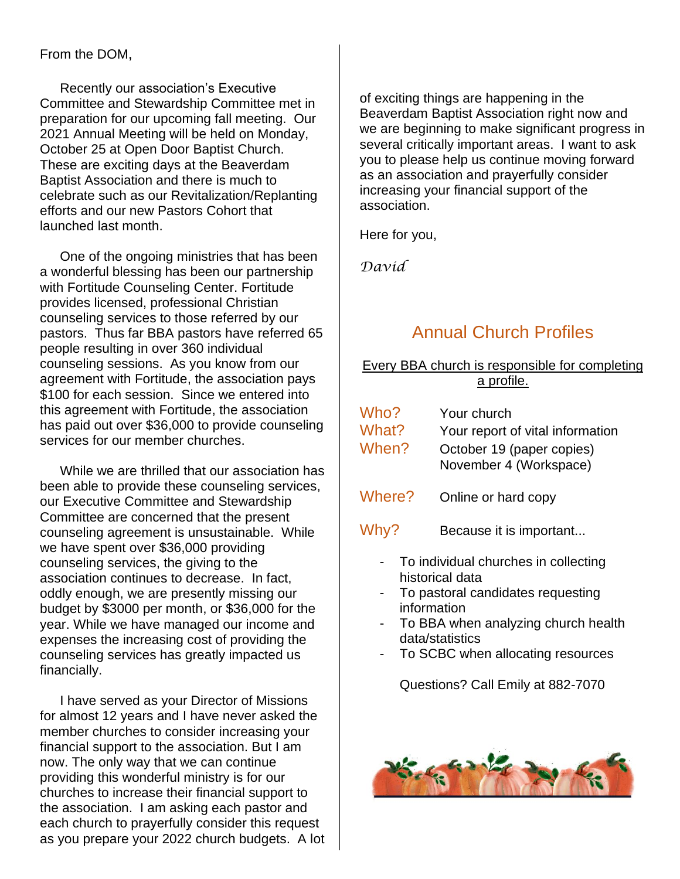From the DOM,

Recently our association's Executive Committee and Stewardship Committee met in preparation for our upcoming fall meeting. Our 2021 Annual Meeting will be held on Monday, October 25 at Open Door Baptist Church. These are exciting days at the Beaverdam Baptist Association and there is much to celebrate such as our Revitalization/Replanting efforts and our new Pastors Cohort that launched last month.

One of the ongoing ministries that has been a wonderful blessing has been our partnership with Fortitude Counseling Center. Fortitude provides licensed, professional Christian counseling services to those referred by our pastors. Thus far BBA pastors have referred 65 people resulting in over 360 individual counseling sessions. As you know from our agreement with Fortitude, the association pays $100 for each session. Since we entered into this agreement with Fortitude, the association has paid out over $36,000 to provide counseling services for our member churches.

While we are thrilled that our association has been able to provide these counseling services, our Executive Committee and Stewardship Committee are concerned that the present counseling agreement is unsustainable. While we have spent over $36,000 providing counseling services, the giving to the association continues to decrease. In fact, oddly enough, we are presently missing our budget by $3000 per month, or $36,000 for the year. While we have managed our income and expenses the increasing cost of providing the counseling services has greatly impacted us financially.

I have served as your Director of Missions for almost 12 years and I have never asked the member churches to consider increasing your financial support to the association. But I am now. The only way that we can continue providing this wonderful ministry is for our churches to increase their financial support to the association. I am asking each pastor and each church to prayerfully consider this request as you prepare your 2022 church budgets. A lot of exciting things are happening in the Beaverdam Baptist Association right now and we are beginning to make significant progress in several critically important areas. I want to ask you to please help us continue moving forward as an association and prayerfully consider increasing your financial support of the association.

Here for you,

*David*

## Annual Church Profiles

Every BBA church is responsible for completing a profile.

Who? Your church

What? Your report of vital information

When? October 19 (paper copies)
November 4 (Workspace)

Where? Online or hard copy

Why? Because it is important...

- To individual churches in collecting historical data
- To pastoral candidates requesting information
- To BBA when analyzing church health data/statistics
- To SCBC when allocating resources

Questions? Call Emily at 882-7070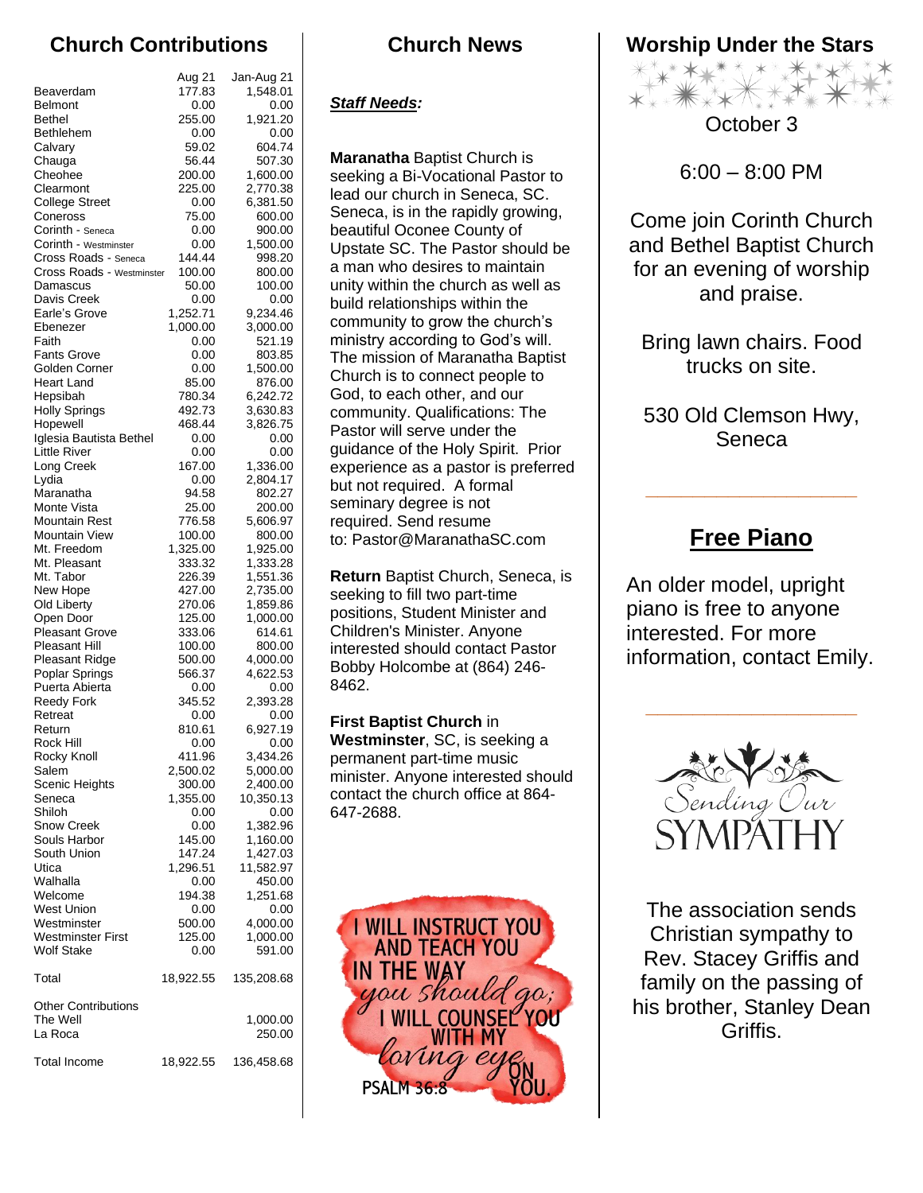## Church Contributions

| | Aug 21 | Jan-Aug 21 |
|---|---|---|
| Beaverdam | 177.83 | 1,548.01 |
| Belmont | 0.00 | 0.00 |
| Bethel | 255.00 | 1,921.20 |
| Bethlehem | 0.00 | 0.00 |
| Calvary | 59.02 | 604.74 |
| Chauga | 56.44 | 507.30 |
| Cheohee | 200.00 | 1,600.00 |
| Clearmont | 225.00 | 2,770.38 |
| College Street | 0.00 | 6,381.50 |
| Coneross | 75.00 | 600.00 |
| Corinth - Seneca | 0.00 | 900.00 |
| Corinth - Westminster | 0.00 | 1,500.00 |
| Cross Roads - Seneca | 144.44 | 998.20 |
| Cross Roads - Westminster | 100.00 | 800.00 |
| Damascus | 50.00 | 100.00 |
| Davis Creek | 0.00 | 0.00 |
| Earle's Grove | 1,252.71 | 9,234.46 |
| Ebenezer | 1,000.00 | 3,000.00 |
| Faith | 0.00 | 521.19 |
| Fants Grove | 0.00 | 803.85 |
| Golden Corner | 0.00 | 1,500.00 |
| Heart Land | 85.00 | 876.00 |
| Hepsibah | 780.34 | 6,242.72 |
| Holly Springs | 492.73 | 3,630.83 |
| Hopewell | 468.44 | 3,826.75 |
| Iglesia Bautista Bethel | 0.00 | 0.00 |
| Little River | 0.00 | 0.00 |
| Long Creek | 167.00 | 1,336.00 |
| Lydia | 0.00 | 2,804.17 |
| Maranatha | 94.58 | 802.27 |
| Monte Vista | 25.00 | 200.00 |
| Mountain Rest | 776.58 | 5,606.97 |
| Mountain View | 100.00 | 800.00 |
| Mt. Freedom | 1,325.00 | 1,925.00 |
| Mt. Pleasant | 333.32 | 1,333.28 |
| Mt. Tabor | 226.39 | 1,551.36 |
| New Hope | 427.00 | 2,735.00 |
| Old Liberty | 270.06 | 1,859.86 |
| Open Door | 125.00 | 1,000.00 |
| Pleasant Grove | 333.06 | 614.61 |
| Pleasant Hill | 100.00 | 800.00 |
| Pleasant Ridge | 500.00 | 4,000.00 |
| Poplar Springs | 566.37 | 4,622.53 |
| Puerta Abierta | 0.00 | 0.00 |
| Reedy Fork | 345.52 | 2,393.28 |
| Retreat | 0.00 | 0.00 |
| Return | 810.61 | 6,927.19 |
| Rock Hill | 0.00 | 0.00 |
| Rocky Knoll | 411.96 | 3,434.26 |
| Salem | 2,500.02 | 5,000.00 |
| Scenic Heights | 300.00 | 2,400.00 |
| Seneca | 1,355.00 | 10,350.13 |
| Shiloh | 0.00 | 0.00 |
| Snow Creek | 0.00 | 1,382.96 |
| Souls Harbor | 145.00 | 1,160.00 |
| South Union | 147.24 | 1,427.03 |
| Utica | 1,296.51 | 11,582.97 |
| Walhalla | 0.00 | 450.00 |
| Welcome | 194.38 | 1,251.68 |
| West Union | 0.00 | 0.00 |
| Westminster | 500.00 | 4,000.00 |
| Westminster First | 125.00 | 1,000.00 |
| Wolf Stake | 0.00 | 591.00 |
| Total | 18,922.55 | 135,208.68 |
| Other Contributions | | |
| The Well | | 1,000.00 |
| La Roca | | 250.00 |
| Total Income | 18,922.55 | 136,458.68 |

## Church News

***Staff Needs:***

**Maranatha** Baptist Church is seeking a Bi-Vocational Pastor to lead our church in Seneca, SC. Seneca, is in the rapidly growing, beautiful Oconee County of Upstate SC. The Pastor should be a man who desires to maintain unity within the church as well as build relationships within the community to grow the church's ministry according to God's will. The mission of Maranatha Baptist Church is to connect people to God, to each other, and our community. Qualifications: The Pastor will serve under the guidance of the Holy Spirit. Prior experience as a pastor is preferred but not required. A formal seminary degree is not required. Send resume to: Pastor@MaranathaSC.com

**Return** Baptist Church, Seneca, is seeking to fill two part-time positions, Student Minister and Children's Minister. Anyone interested should contact Pastor Bobby Holcombe at (864) 246-8462.

**First Baptist Church** in **Westminster**, SC, is seeking a permanent part-time music minister. Anyone interested should contact the church office at 864-647-2688.

I WILL INSTRUCT YOU AND TEACH YOU IN THE WAY you should go; I WILL COUNSEL YOU WITH MY loving eye ON YOU. PSALM 36:8

## Worship Under the Stars

October 3

6:00 – 8:00 PM

Come join Corinth Church and Bethel Baptist Church for an evening of worship and praise.

Bring lawn chairs. Food trucks on site.

530 Old Clemson Hwy, Seneca

## Free Piano

An older model, upright piano is free to anyone interested. For more information, contact Emily.

Sending Our SYMPATHY

The association sends Christian sympathy to Rev. Stacey Griffis and family on the passing of his brother, Stanley Dean Griffis.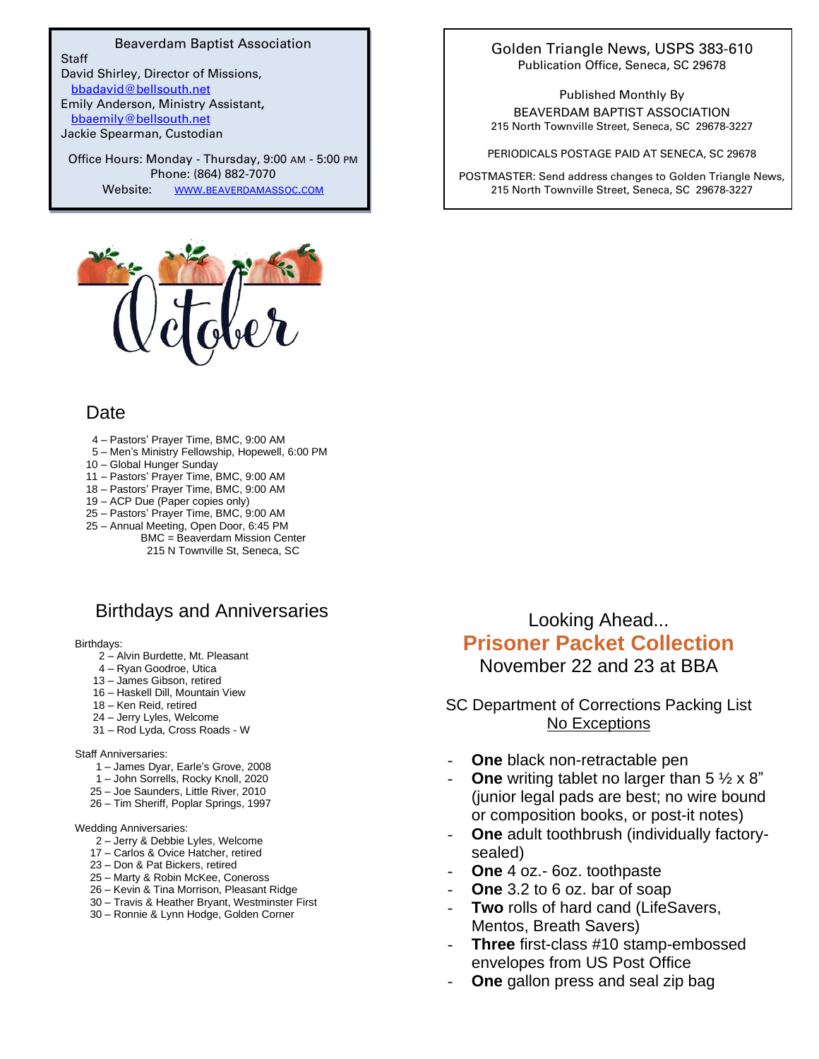Beaverdam Baptist Association

Staff

David Shirley, Director of Missions, bbadavid@bellsouth.net

Emily Anderson, Ministry Assistant, bbaemily@bellsouth.net

Jackie Spearman, Custodian

Office Hours: Monday - Thursday, 9:00 AM - 5:00 PM

Phone: (864) 882-7070

Website: WWW.BEAVERDAMASSOC.COM

Golden Triangle News, USPS 383-610

Publication Office, Seneca, SC 29678

Published Monthly By

BEAVERDAM BAPTIST ASSOCIATION

215 North Townville Street, Seneca, SC 29678-3227

PERIODICALS POSTAGE PAID AT SENECA, SC 29678

POSTMASTER: Send address changes to Golden Triangle News, 215 North Townville Street, Seneca, SC 29678-3227

# October

## Date

- 4 – Pastors' Prayer Time, BMC, 9:00 AM
- 5 – Men's Ministry Fellowship, Hopewell, 6:00 PM
- 10 – Global Hunger Sunday
- 11 – Pastors' Prayer Time, BMC, 9:00 AM
- 18 – Pastors' Prayer Time, BMC, 9:00 AM
- 19 – ACP Due (Paper copies only)
- 25 – Pastors' Prayer Time, BMC, 9:00 AM
- 25 – Annual Meeting, Open Door, 6:45 PM

BMC = Beaverdam Mission Center
215 N Townville St, Seneca, SC

## Birthdays and Anniversaries

Birthdays:

- 2 – Alvin Burdette, Mt. Pleasant
- 4 – Ryan Goodroe, Utica
- 13 – James Gibson, retired
- 16 – Haskell Dill, Mountain View
- 18 – Ken Reid, retired
- 24 – Jerry Lyles, Welcome
- 31 – Rod Lyda, Cross Roads - W

Staff Anniversaries:

- 1 – James Dyar, Earle's Grove, 2008
- 1 – John Sorrells, Rocky Knoll, 2020
- 25 – Joe Saunders, Little River, 2010
- 26 – Tim Sheriff, Poplar Springs, 1997

Wedding Anniversaries:

- 2 – Jerry & Debbie Lyles, Welcome
- 17 – Carlos & Ovice Hatcher, retired
- 23 – Don & Pat Bickers, retired
- 25 – Marty & Robin McKee, Coneross
- 26 – Kevin & Tina Morrison, Pleasant Ridge
- 30 – Travis & Heather Bryant, Westminster First
- 30 – Ronnie & Lynn Hodge, Golden Corner

Looking Ahead...

## Prisoner Packet Collection

November 22 and 23 at BBA

SC Department of Corrections Packing List
No Exceptions

- **One** black non-retractable pen
- **One** writing tablet no larger than 5 ½ x 8" (junior legal pads are best; no wire bound or composition books, or post-it notes)
- **One** adult toothbrush (individually factory-sealed)
- **One** 4 oz.- 6oz. toothpaste
- **One** 3.2 to 6 oz. bar of soap
- **Two** rolls of hard cand (LifeSavers, Mentos, Breath Savers)
- **Three** first-class #10 stamp-embossed envelopes from US Post Office
- **One** gallon press and seal zip bag